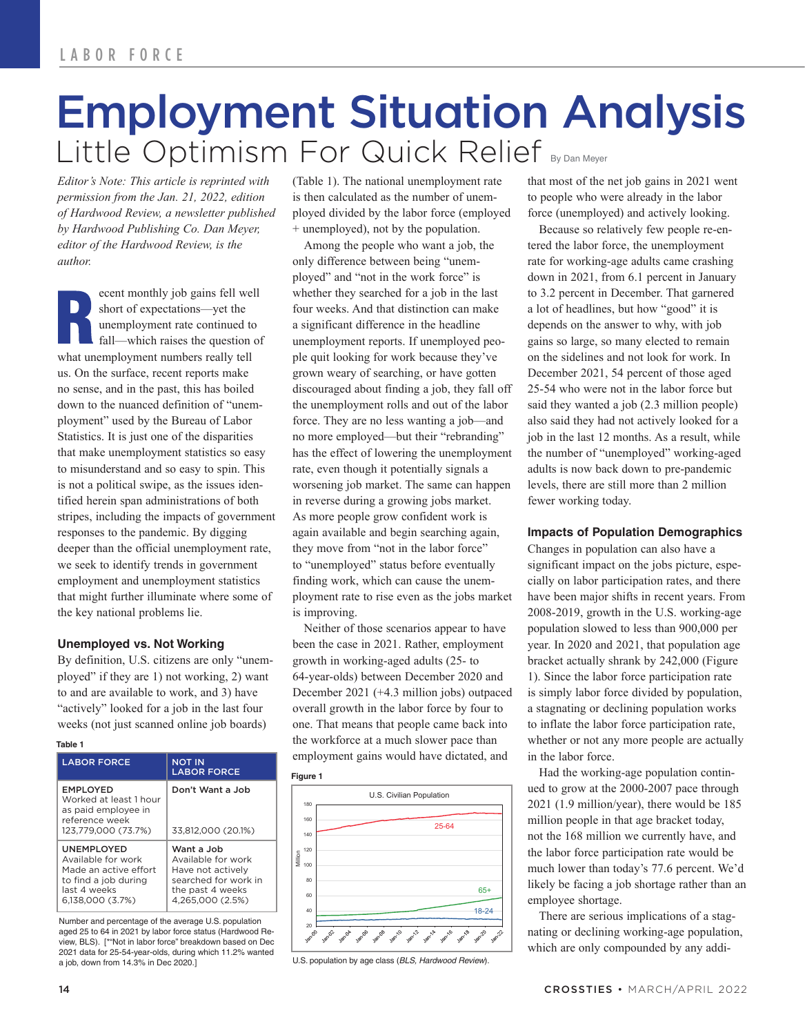# Employment Situation Analysis

## Little Optimism For Quick Relief

By Dan Meyer

*Editor's Note: This article is reprinted with permission from the Jan. 21, 2022, edition of Hardwood Review, a newsletter published by Hardwood Publishing Co. Dan Meyer, editor of the Hardwood Review, is the author.*

Recent monthly job gains fell well short of expectations—yet the unemployment rate continued to fall—which raises the question of what unemployment numbers really tell us. On the surface, recent reports make no sense, and in the past, this has boiled down to the nuanced definition of "unemployment" used by the Bureau of Labor Statistics. It is just one of the disparities that make unemployment statistics so easy to misunderstand and so easy to spin. This is not a political swipe, as the issues identified herein span administrations of both stripes, including the impacts of government responses to the pandemic. By digging deeper than the official unemployment rate, we seek to identify trends in government employment and unemployment statistics that might further illuminate where some of the key national problems lie.

### Unemployed vs. Not Working

By definition, U.S. citizens are only "unemployed" if they are 1) not working, 2) want to and are available to work, and 3) have "actively" looked for a job in the last four weeks (not just scanned online job boards) (Table 1). The national unemployment rate is then calculated as the number of unemployed divided by the labor force (employed + unemployed), not by the population.

**Table 1**

| LABOR FORCE | NOT IN LABOR FORCE |
|---|---|
| **EMPLOYED** Worked at least 1 hour as paid employee in reference week 123,779,000 (73.7%) | **Don't Want a Job** 33,812,000 (20.1%) |
| **UNEMPLOYED** Available for work Made an active effort to find a job during last 4 weeks 6,138,000 (3.7%) | **Want a Job** Available for work Have not actively searched for work in the past 4 weeks 4,265,000 (2.5%) |

Number and percentage of the average U.S. population aged 25 to 64 in 2021 by labor force status (Hardwood Review, BLS). [*Not in labor force" breakdown based on Dec 2021 data for 25-54-year-olds, during which 11.2% wanted a job, down from 14.3% in Dec 2020.]

Among the people who want a job, the only difference between being "unemployed" and "not in the work force" is whether they searched for a job in the last four weeks. And that distinction can make a significant difference in the headline unemployment reports. If unemployed people quit looking for work because they've grown weary of searching, or have gotten discouraged about finding a job, they fall off the unemployment rolls and out of the labor force. They are no less wanting a job—and no more employed—but their "rebranding" has the effect of lowering the unemployment rate, even though it potentially signals a worsening job market. The same can happen in reverse during a growing jobs market. As more people grow confident work is again available and begin searching again, they move from "not in the labor force" to "unemployed" status before eventually finding work, which can cause the unemployment rate to rise even as the jobs market is improving.

Neither of those scenarios appear to have been the case in 2021. Rather, employment growth in working-aged adults (25- to 64-year-olds) between December 2020 and December 2021 (+4.3 million jobs) outpaced overall growth in the labor force by four to one. That means that people came back into the workforce at a much slower pace than employment gains would have dictated, and that most of the net job gains in 2021 went to people who were already in the labor force (unemployed) and actively looking.

**Figure 1**

U.S. population by age class (*BLS, Hardwood Review*).

Because so relatively few people re-entered the labor force, the unemployment rate for working-age adults came crashing down in 2021, from 6.1 percent in January to 3.2 percent in December. That garnered a lot of headlines, but how "good" it is depends on the answer to why, with job gains so large, so many elected to remain on the sidelines and not look for work. In December 2021, 54 percent of those aged 25-54 who were not in the labor force but said they wanted a job (2.3 million people) also said they had not actively looked for a job in the last 12 months. As a result, while the number of "unemployed" working-aged adults is now back down to pre-pandemic levels, there are still more than 2 million fewer working today.

### Impacts of Population Demographics

Changes in population can also have a significant impact on the jobs picture, especially on labor participation rates, and there have been major shifts in recent years. From 2008-2019, growth in the U.S. working-age population slowed to less than 900,000 per year. In 2020 and 2021, that population age bracket actually shrank by 242,000 (Figure 1). Since the labor force participation rate is simply labor force divided by population, a stagnating or declining population works to inflate the labor force participation rate, whether or not any more people are actually in the labor force.

Had the working-age population continued to grow at the 2000-2007 pace through 2021 (1.9 million/year), there would be 185 million people in that age bracket today, not the 168 million we currently have, and the labor force participation rate would be much lower than today's 77.6 percent. We'd likely be facing a job shortage rather than an employee shortage.

There are serious implications of a stagnating or declining working-age population, which are only compounded by any addi-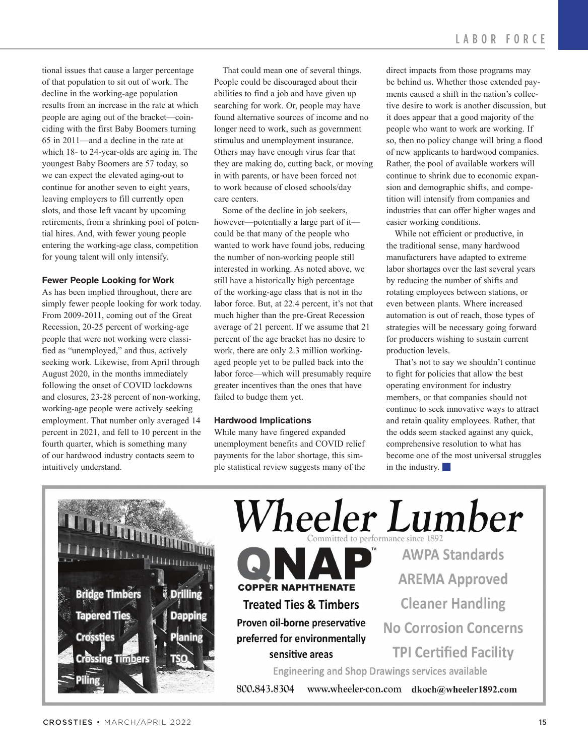tional issues that cause a larger percentage of that population to sit out of work. The decline in the working-age population results from an increase in the rate at which people are aging out of the bracket—coinciding with the first Baby Boomers turning 65 in 2011—and a decline in the rate at which 18- to 24-year-olds are aging in. The youngest Baby Boomers are 57 today, so we can expect the elevated aging-out to continue for another seven to eight years, leaving employers to fill currently open slots, and those left vacant by upcoming retirements, from a shrinking pool of potential hires. And, with fewer young people entering the working-age class, competition for young talent will only intensify.

### Fewer People Looking for Work

As has been implied throughout, there are simply fewer people looking for work today. From 2009-2011, coming out of the Great Recession, 20-25 percent of working-age people that were not working were classified as "unemployed," and thus, actively seeking work. Likewise, from April through August 2020, in the months immediately following the onset of COVID lockdowns and closures, 23-28 percent of non-working, working-age people were actively seeking employment. That number only averaged 14 percent in 2021, and fell to 10 percent in the fourth quarter, which is something many of our hardwood industry contacts seem to intuitively understand.

That could mean one of several things. People could be discouraged about their abilities to find a job and have given up searching for work. Or, people may have found alternative sources of income and no longer need to work, such as government stimulus and unemployment insurance. Others may have enough virus fear that they are making do, cutting back, or moving in with parents, or have been forced not to work because of closed schools/day care centers.

Some of the decline in job seekers, however—potentially a large part of it—could be that many of the people who wanted to work have found jobs, reducing the number of non-working people still interested in working. As noted above, we still have a historically high percentage of the working-age class that is not in the labor force. But, at 22.4 percent, it's not that much higher than the pre-Great Recession average of 21 percent. If we assume that 21 percent of the age bracket has no desire to work, there are only 2.3 million working-aged people yet to be pulled back into the labor force—which will presumably require greater incentives than the ones that have failed to budge them yet.

### Hardwood Implications

While many have fingered expanded unemployment benefits and COVID relief payments for the labor shortage, this simple statistical review suggests many of the direct impacts from those programs may be behind us. Whether those extended payments caused a shift in the nation's collective desire to work is another discussion, but it does appear that a good majority of the people who want to work are working. If so, then no policy change will bring a flood of new applicants to hardwood companies. Rather, the pool of available workers will continue to shrink due to economic expansion and demographic shifts, and competition will intensify from companies and industries that can offer higher wages and easier working conditions.

While not efficient or productive, in the traditional sense, many hardwood manufacturers have adapted to extreme labor shortages over the last several years by reducing the number of shifts and rotating employees between stations, or even between plants. Where increased automation is out of reach, those types of strategies will be necessary going forward for producers wishing to sustain current production levels.

That's not to say we shouldn't continue to fight for policies that allow the best operating environment for industry members, or that companies should not continue to seek innovative ways to attract and retain quality employees. Rather, that the odds seem stacked against any quick, comprehensive resolution to what has become one of the most universal struggles in the industry.

Wheeler Lumber
Committed to performance since 1892

QNAP™
COPPER NAPHTHENATE
Treated Ties & Timbers
Proven oil-borne preservative preferred for environmentally sensitive areas

AWPA Standards
AREMA Approved
Cleaner Handling
No Corrosion Concerns
TPI Certified Facility

Bridge Timbers
Tapered Ties
Crossties
Crossing Timbers
Piling
Drilling
Dapping
Planing
TSO

Engineering and Shop Drawings services available

800.843.8304 www.wheeler-con.com dkoch@wheeler1892.com